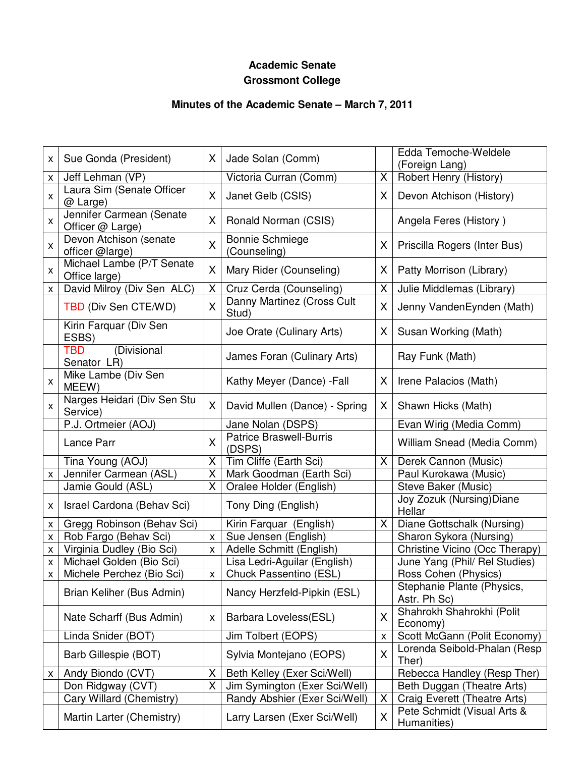**Academic Senate**
**Grossmont College**

**Minutes of the Academic Senate – March 7, 2011**

| | | | | | |
|---|---|---|---|---|---|
| x | Sue Gonda (President) | X | Jade Solan (Comm) | | Edda Temoche-Weldele (Foreign Lang) |
| x | Jeff Lehman (VP) | | Victoria Curran (Comm) | X | Robert Henry (History) |
| x | Laura Sim (Senate Officer @ Large) | X | Janet Gelb (CSIS) | X | Devon Atchison (History) |
| x | Jennifer Carmean (Senate Officer @ Large) | X | Ronald Norman (CSIS) | | Angela Feres (History ) |
| x | Devon Atchison (senate officer @large) | X | Bonnie Schmiege (Counseling) | X | Priscilla Rogers (Inter Bus) |
| x | Michael Lambe (P/T Senate Office large) | X | Mary Rider (Counseling) | X | Patty Morrison (Library) |
| x | David Milroy (Div Sen ALC) | X | Cruz Cerda (Counseling) | X | Julie Middlemas (Library) |
| | TBD (Div Sen CTE/WD) | X | Danny Martinez (Cross Cult Stud) | X | Jenny VandenEynden (Math) |
| | Kirin Farquar (Div Sen ESBS) | | Joe Orate (Culinary Arts) | X | Susan Working (Math) |
| | TBD (Divisional Senator LR) | | James Foran (Culinary Arts) | | Ray Funk (Math) |
| x | Mike Lambe (Div Sen MEEW) | | Kathy Meyer (Dance) -Fall | X | Irene Palacios (Math) |
| x | Narges Heidari (Div Sen Stu Service) | X | David Mullen (Dance) - Spring | X | Shawn Hicks (Math) |
| | P.J. Ortmeier (AOJ) | | Jane Nolan (DSPS) | | Evan Wirig (Media Comm) |
| | Lance Parr | X | Patrice Braswell-Burris (DSPS) | | William Snead (Media Comm) |
| | Tina Young (AOJ) | X | Tim Cliffe (Earth Sci) | X | Derek Cannon (Music) |
| x | Jennifer Carmean (ASL) | X | Mark Goodman (Earth Sci) | | Paul Kurokawa (Music) |
| | Jamie Gould (ASL) | X | Oralee Holder (English) | | Steve Baker (Music) |
| x | Israel Cardona (Behav Sci) | | Tony Ding (English) | | Joy Zozuk (Nursing)Diane Hellar |
| x | Gregg Robinson (Behav Sci) | | Kirin Farquar (English) | X | Diane Gottschalk (Nursing) |
| x | Rob Fargo (Behav Sci) | x | Sue Jensen (English) | | Sharon Sykora (Nursing) |
| x | Virginia Dudley (Bio Sci) | x | Adelle Schmitt (English) | | Christine Vicino (Occ Therapy) |
| x | Michael Golden (Bio Sci) | | Lisa Ledri-Aguilar (English) | | June Yang (Phil/ Rel Studies) |
| x | Michele Perchez (Bio Sci) | x | Chuck Passentino (ESL) | | Ross Cohen (Physics) |
| | Brian Keliher (Bus Admin) | | Nancy Herzfeld-Pipkin (ESL) | | Stephanie Plante (Physics, Astr. Ph Sc) |
| | Nate Scharff (Bus Admin) | x | Barbara Loveless(ESL) | X | Shahrokh Shahrokhi (Polit Economy) |
| | Linda Snider (BOT) | | Jim Tolbert (EOPS) | x | Scott McGann (Polit Economy) |
| | Barb Gillespie (BOT) | | Sylvia Montejano (EOPS) | X | Lorenda Seibold-Phalan (Resp Ther) |
| x | Andy Biondo (CVT) | X | Beth Kelley (Exer Sci/Well) | | Rebecca Handley (Resp Ther) |
| | Don Ridgway (CVT) | X | Jim Symington (Exer Sci/Well) | | Beth Duggan (Theatre Arts) |
| | Cary Willard (Chemistry) | | Randy Abshier (Exer Sci/Well) | X | Craig Everett (Theatre Arts) |
| | Martin Larter (Chemistry) | | Larry Larsen (Exer Sci/Well) | X | Pete Schmidt (Visual Arts & Humanities) |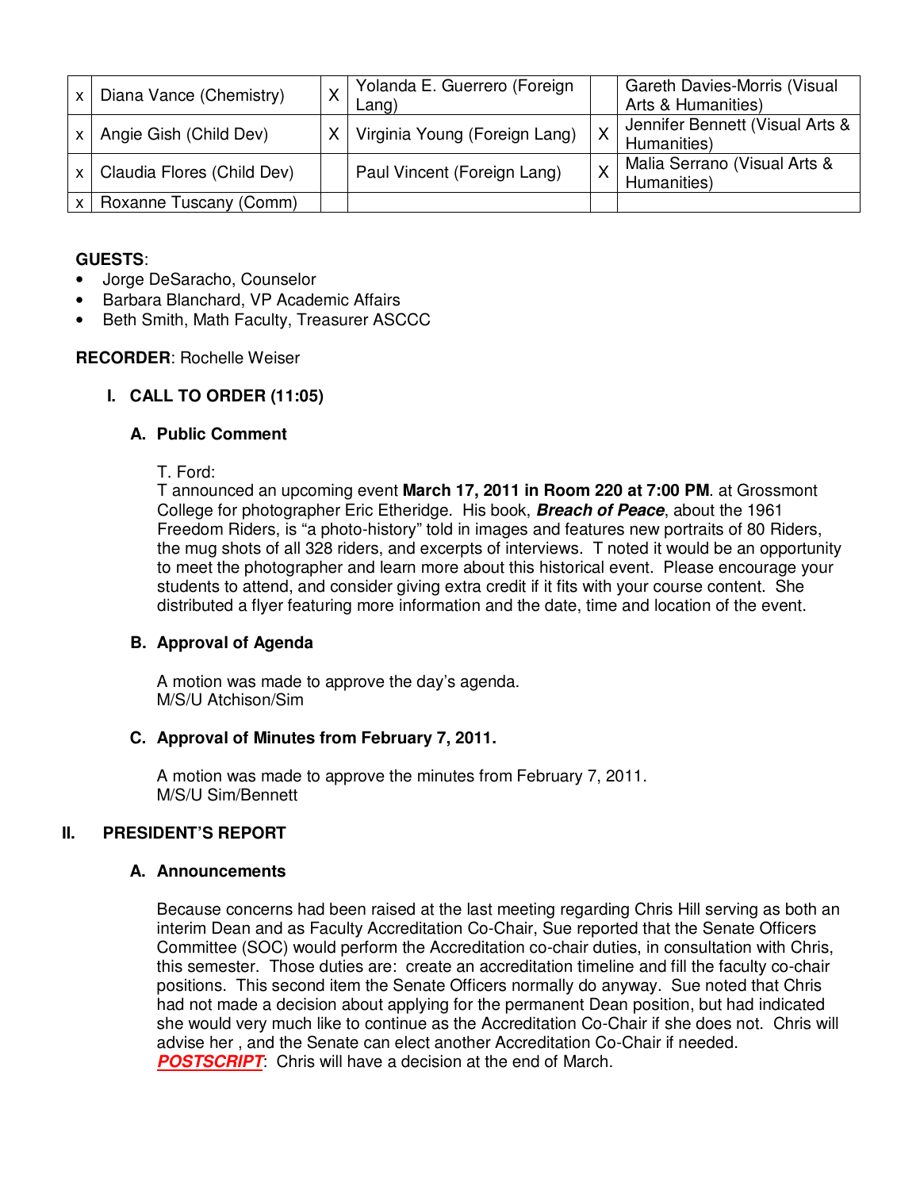| | | | | | |
|---|---|---|---|---|---|
| x | Diana Vance (Chemistry) | X | Yolanda E. Guerrero (Foreign Lang) | | Gareth Davies-Morris (Visual Arts & Humanities) |
| x | Angie Gish (Child Dev) | X | Virginia Young (Foreign Lang) | X | Jennifer Bennett (Visual Arts & Humanities) |
| x | Claudia Flores (Child Dev) | | Paul Vincent (Foreign Lang) | X | Malia Serrano (Visual Arts & Humanities) |
| x | Roxanne Tuscany (Comm) | | | | |

**GUESTS**:

- Jorge DeSaracho, Counselor
- Barbara Blanchard, VP Academic Affairs
- Beth Smith, Math Faculty, Treasurer ASCCC

**RECORDER**: Rochelle Weiser

## I. CALL TO ORDER (11:05)

### A. Public Comment

T. Ford:
T announced an upcoming event **March 17, 2011 in Room 220 at 7:00 PM**. at Grossmont College for photographer Eric Etheridge. His book, ***Breach of Peace***, about the 1961 Freedom Riders, is "a photo-history" told in images and features new portraits of 80 Riders, the mug shots of all 328 riders, and excerpts of interviews. T noted it would be an opportunity to meet the photographer and learn more about this historical event. Please encourage your students to attend, and consider giving extra credit if it fits with your course content. She distributed a flyer featuring more information and the date, time and location of the event.

### B. Approval of Agenda

A motion was made to approve the day's agenda.
M/S/U Atchison/Sim

### C. Approval of Minutes from February 7, 2011.

A motion was made to approve the minutes from February 7, 2011.
M/S/U Sim/Bennett

## II. PRESIDENT'S REPORT

### A. Announcements

Because concerns had been raised at the last meeting regarding Chris Hill serving as both an interim Dean and as Faculty Accreditation Co-Chair, Sue reported that the Senate Officers Committee (SOC) would perform the Accreditation co-chair duties, in consultation with Chris, this semester. Those duties are: create an accreditation timeline and fill the faculty co-chair positions. This second item the Senate Officers normally do anyway. Sue noted that Chris had not made a decision about applying for the permanent Dean position, but had indicated she would very much like to continue as the Accreditation Co-Chair if she does not. Chris will advise her , and the Senate can elect another Accreditation Co-Chair if needed.
***POSTSCRIPT***: Chris will have a decision at the end of March.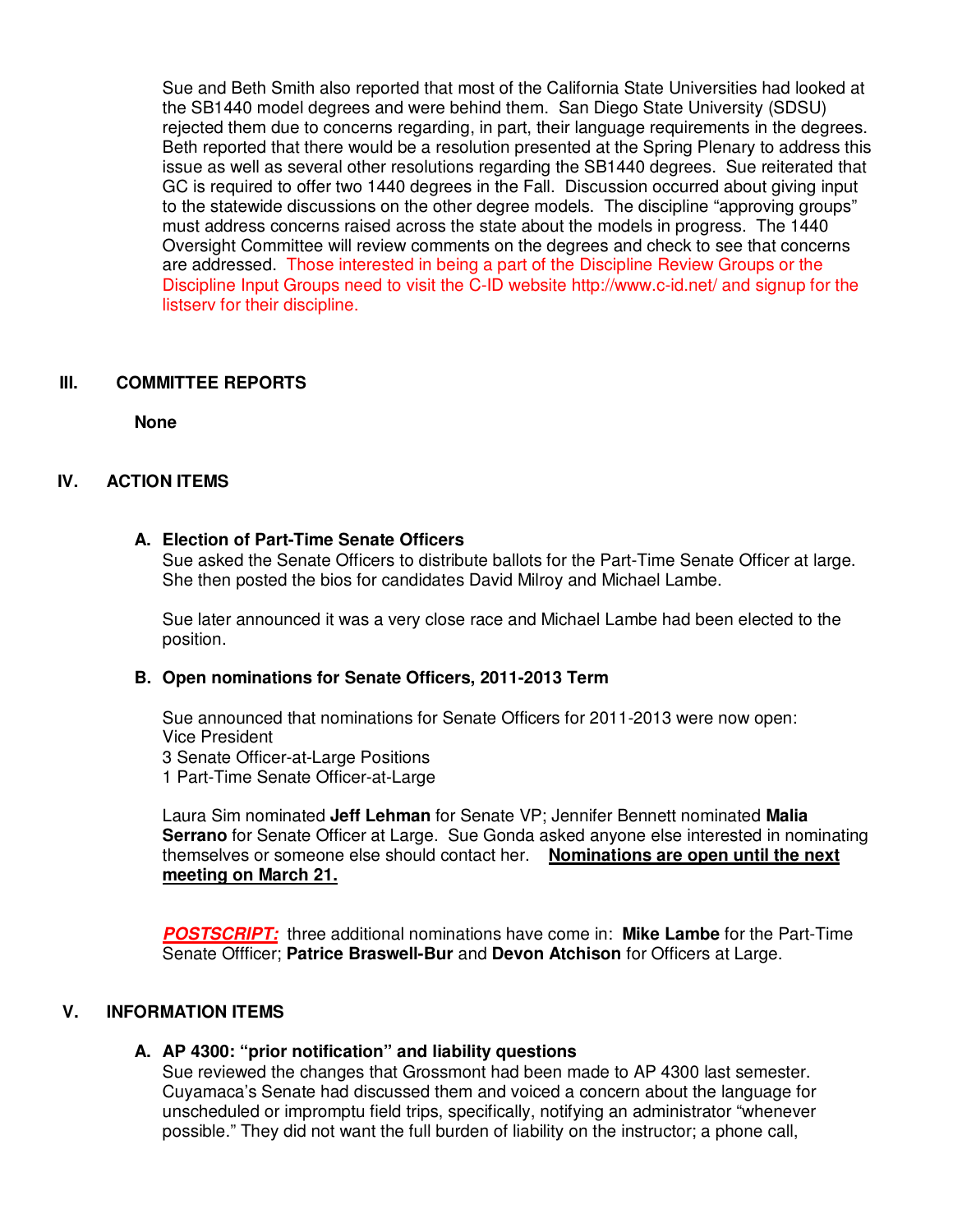Sue and Beth Smith also reported that most of the California State Universities had looked at the SB1440 model degrees and were behind them. San Diego State University (SDSU) rejected them due to concerns regarding, in part, their language requirements in the degrees. Beth reported that there would be a resolution presented at the Spring Plenary to address this issue as well as several other resolutions regarding the SB1440 degrees. Sue reiterated that GC is required to offer two 1440 degrees in the Fall. Discussion occurred about giving input to the statewide discussions on the other degree models. The discipline "approving groups" must address concerns raised across the state about the models in progress. The 1440 Oversight Committee will review comments on the degrees and check to see that concerns are addressed. Those interested in being a part of the Discipline Review Groups or the Discipline Input Groups need to visit the C-ID website http://www.c-id.net/ and signup for the listserv for their discipline.

## III. COMMITTEE REPORTS

**None**

## IV. ACTION ITEMS

### A. Election of Part-Time Senate Officers

Sue asked the Senate Officers to distribute ballots for the Part-Time Senate Officer at large. She then posted the bios for candidates David Milroy and Michael Lambe.

Sue later announced it was a very close race and Michael Lambe had been elected to the position.

### B. Open nominations for Senate Officers, 2011-2013 Term

Sue announced that nominations for Senate Officers for 2011-2013 were now open:
Vice President
3 Senate Officer-at-Large Positions
1 Part-Time Senate Officer-at-Large

Laura Sim nominated **Jeff Lehman** for Senate VP; Jennifer Bennett nominated **Malia Serrano** for Senate Officer at Large. Sue Gonda asked anyone else interested in nominating themselves or someone else should contact her. **Nominations are open until the next meeting on March 21.**

***POSTSCRIPT:*** three additional nominations have come in: **Mike Lambe** for the Part-Time Senate Offficer; **Patrice Braswell-Bur** and **Devon Atchison** for Officers at Large.

## V. INFORMATION ITEMS

### A. AP 4300: "prior notification" and liability questions

Sue reviewed the changes that Grossmont had been made to AP 4300 last semester. Cuyamaca's Senate had discussed them and voiced a concern about the language for unscheduled or impromptu field trips, specifically, notifying an administrator "whenever possible." They did not want the full burden of liability on the instructor; a phone call,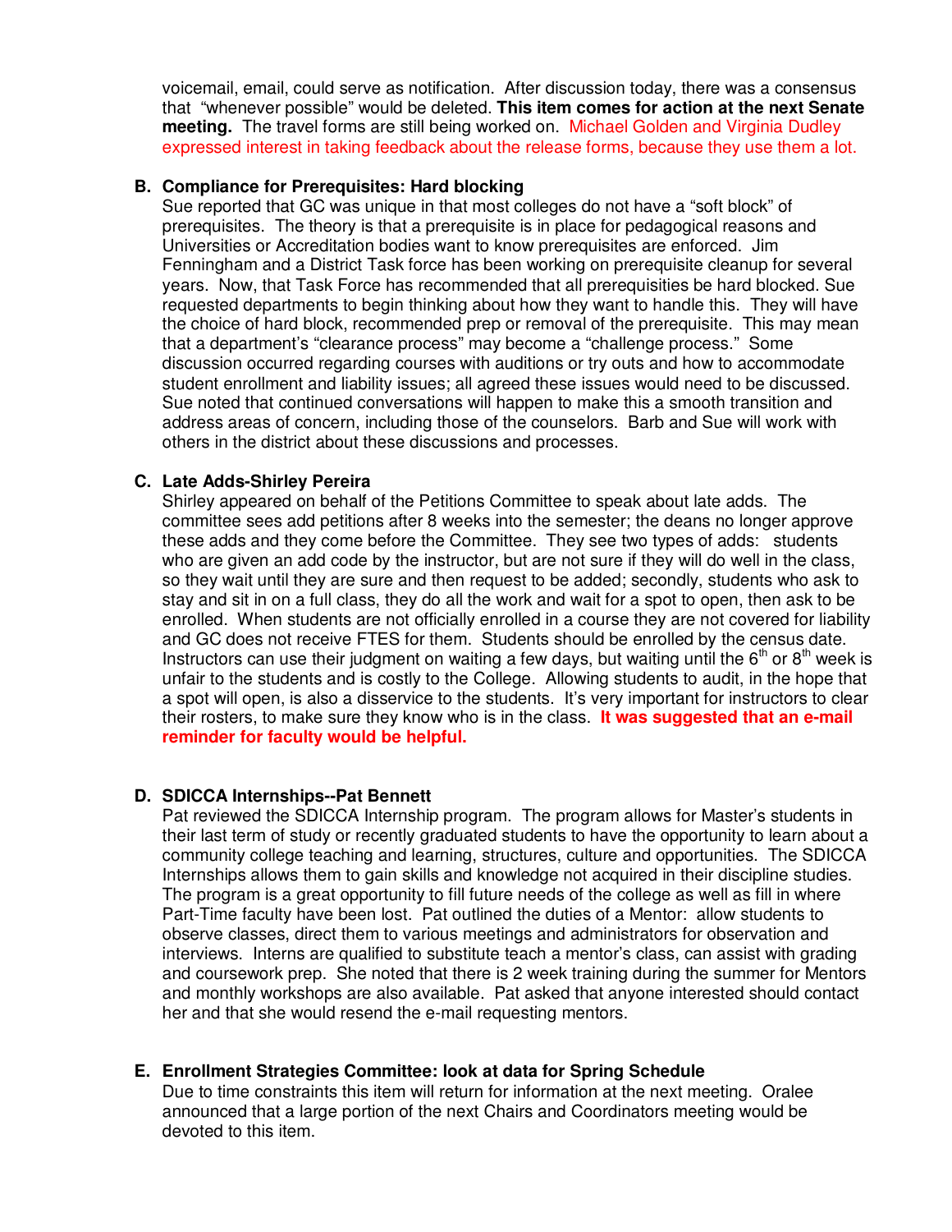voicemail, email, could serve as notification. After discussion today, there was a consensus that "whenever possible" would be deleted. **This item comes for action at the next Senate meeting.** The travel forms are still being worked on. Michael Golden and Virginia Dudley expressed interest in taking feedback about the release forms, because they use them a lot.

**B. Compliance for Prerequisites: Hard blocking**

Sue reported that GC was unique in that most colleges do not have a "soft block" of prerequisites. The theory is that a prerequisite is in place for pedagogical reasons and Universities or Accreditation bodies want to know prerequisites are enforced. Jim Fenningham and a District Task force has been working on prerequisite cleanup for several years. Now, that Task Force has recommended that all prerequisities be hard blocked. Sue requested departments to begin thinking about how they want to handle this. They will have the choice of hard block, recommended prep or removal of the prerequisite. This may mean that a department's "clearance process" may become a "challenge process." Some discussion occurred regarding courses with auditions or try outs and how to accommodate student enrollment and liability issues; all agreed these issues would need to be discussed. Sue noted that continued conversations will happen to make this a smooth transition and address areas of concern, including those of the counselors. Barb and Sue will work with others in the district about these discussions and processes.

**C. Late Adds-Shirley Pereira**

Shirley appeared on behalf of the Petitions Committee to speak about late adds. The committee sees add petitions after 8 weeks into the semester; the deans no longer approve these adds and they come before the Committee. They see two types of adds: students who are given an add code by the instructor, but are not sure if they will do well in the class, so they wait until they are sure and then request to be added; secondly, students who ask to stay and sit in on a full class, they do all the work and wait for a spot to open, then ask to be enrolled. When students are not officially enrolled in a course they are not covered for liability and GC does not receive FTES for them. Students should be enrolled by the census date. Instructors can use their judgment on waiting a few days, but waiting until the 6th or 8th week is unfair to the students and is costly to the College. Allowing students to audit, in the hope that a spot will open, is also a disservice to the students. It's very important for instructors to clear their rosters, to make sure they know who is in the class. **It was suggested that an e-mail reminder for faculty would be helpful.**

**D. SDICCA Internships--Pat Bennett**

Pat reviewed the SDICCA Internship program. The program allows for Master's students in their last term of study or recently graduated students to have the opportunity to learn about a community college teaching and learning, structures, culture and opportunities. The SDICCA Internships allows them to gain skills and knowledge not acquired in their discipline studies. The program is a great opportunity to fill future needs of the college as well as fill in where Part-Time faculty have been lost. Pat outlined the duties of a Mentor: allow students to observe classes, direct them to various meetings and administrators for observation and interviews. Interns are qualified to substitute teach a mentor's class, can assist with grading and coursework prep. She noted that there is 2 week training during the summer for Mentors and monthly workshops are also available. Pat asked that anyone interested should contact her and that she would resend the e-mail requesting mentors.

**E. Enrollment Strategies Committee: look at data for Spring Schedule**

Due to time constraints this item will return for information at the next meeting. Oralee announced that a large portion of the next Chairs and Coordinators meeting would be devoted to this item.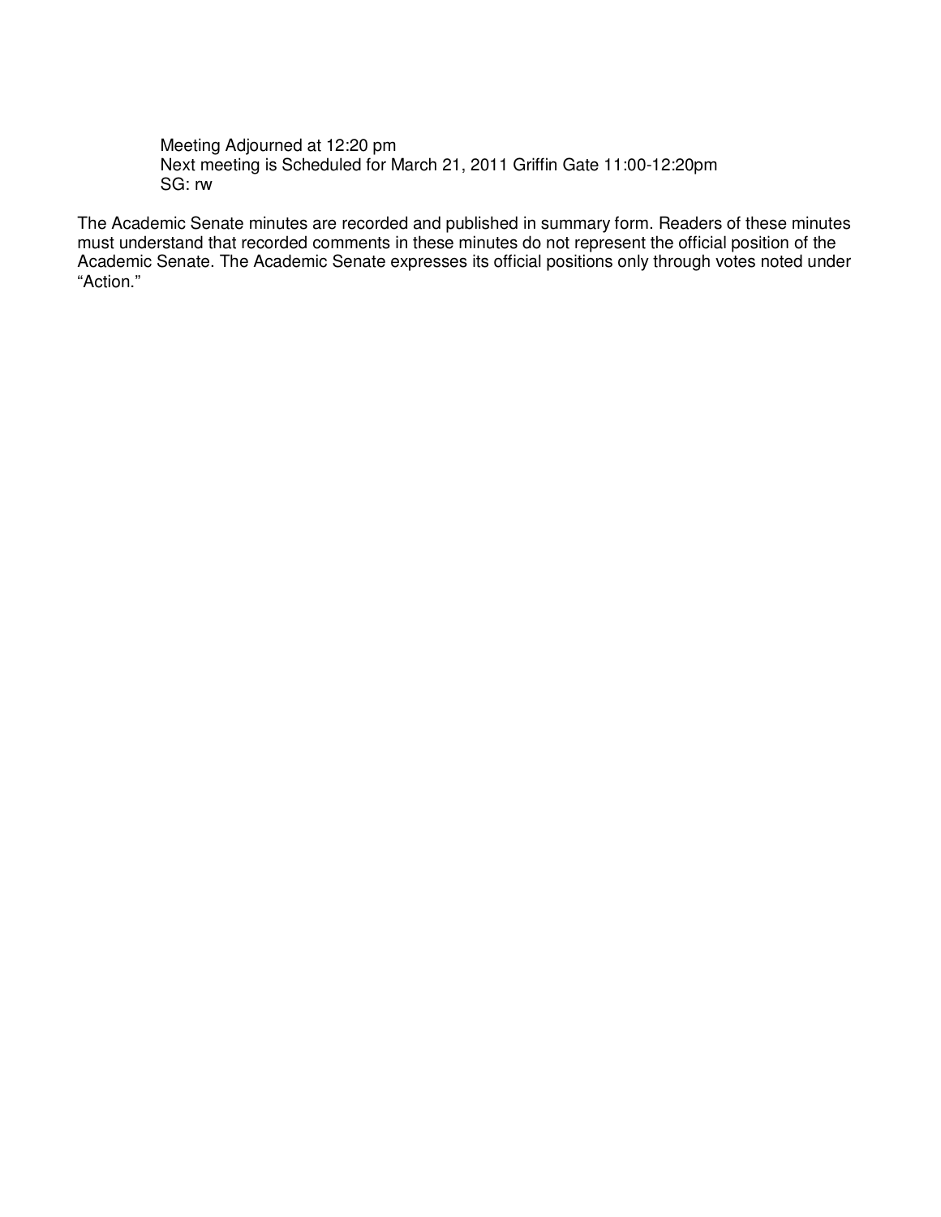Meeting Adjourned at 12:20 pm
Next meeting is Scheduled for March 21, 2011 Griffin Gate 11:00-12:20pm
SG: rw

The Academic Senate minutes are recorded and published in summary form. Readers of these minutes must understand that recorded comments in these minutes do not represent the official position of the Academic Senate. The Academic Senate expresses its official positions only through votes noted under "Action."